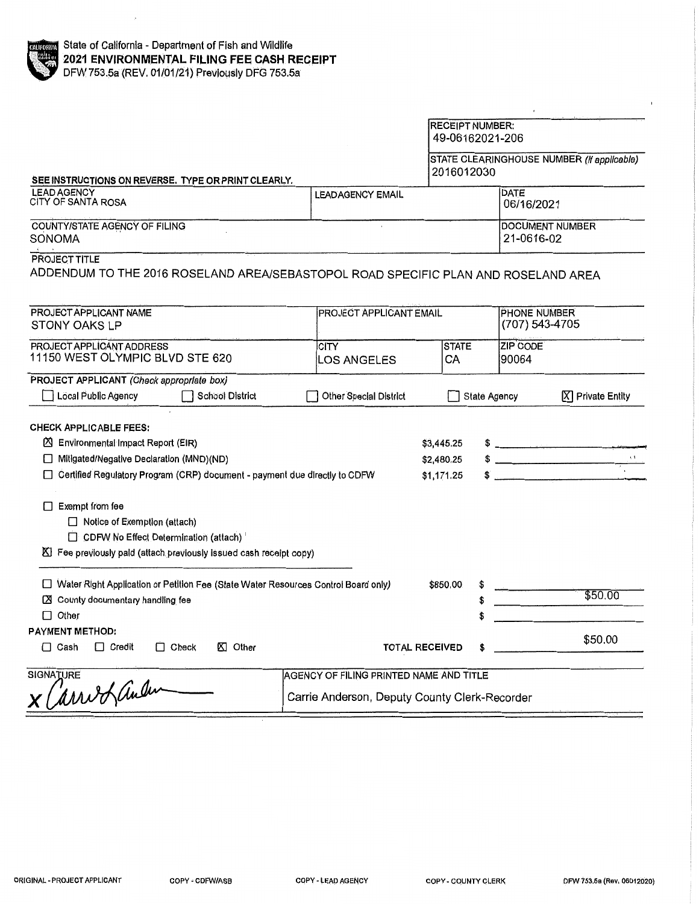State of California - Department of Fish and Wildlife

# 2021 ENVIRONMENTAL FILING FEE CASH RECEIPT

DFW 753.5a (REV. 01/01/21) Previously DFG 753.5a

**RECEIPT NUMBER:** 49-06162021-206

**STATE CLEARINGHOUSE NUMBER** *(If applicable)*: 2016012030

**SEE INSTRUCTIONS ON REVERSE. TYPE OR PRINT CLEARLY.**

| LEAD AGENCY | LEADAGENCY EMAIL | DATE |
|---|---|---|
| CITY OF SANTA ROSA | | 06/16/2021 |

| COUNTY/STATE AGENCY OF FILING | DOCUMENT NUMBER |
|---|---|
| SONOMA | 21-0616-02 |

**PROJECT TITLE**

ADDENDUM TO THE 2016 ROSELAND AREA/SEBASTOPOL ROAD SPECIFIC PLAN AND ROSELAND AREA

| PROJECT APPLICANT NAME | PROJECT APPLICANT EMAIL | | PHONE NUMBER |
|---|---|---|---|
| STONY OAKS LP | | | (707) 543-4705 |
| **PROJECT APPLICANT ADDRESS** | **CITY** | **STATE** | **ZIP CODE** |
| 11150 WEST OLYMPIC BLVD STE 620 | LOS ANGELES | CA | 90064 |

**PROJECT APPLICANT** *(Check appropriate box)*

☐ Local Public Agency ☐ School District ☐ Other Special District ☐ State Agency ☒ Private Entity

**CHECK APPLICABLE FEES:**

| | | |
|---|---|---|
| ☒ Environmental Impact Report (EIR) | $3,445.25 | $ |
| ☐ Mitigated/Negative Declaration (MND)(ND) | $2,480.25 | $ |
| ☐ Certified Regulatory Program (CRP) document - payment due directly to CDFW | $1,171.25 | $ |

☐ Exempt from fee

- ☐ Notice of Exemption (attach)
- ☐ CDFW No Effect Determination (attach)

☒ Fee previously paid (attach previously issued cash receipt copy)

| | | |
|---|---|---|
| ☐ Water Right Application or Petition Fee (State Water Resources Control Board only) | $850.00 | $ |
| ☒ County documentary handling fee | | $ $50.00 |
| ☐ Other | | $ |

**PAYMENT METHOD:**

☐ Cash ☐ Credit ☐ Check ☒ Other

**TOTAL RECEIVED** $ $50.00

| SIGNATURE | AGENCY OF FILING PRINTED NAME AND TITLE |
|---|---|
| x Carrie Anderson | Carrie Anderson, Deputy County Clerk-Recorder |

ORIGINAL - PROJECT APPLICANT COPY - CDFW/ASB COPY - LEAD AGENCY COPY - COUNTY CLERK DFW 753.5a (Rev. 06012020)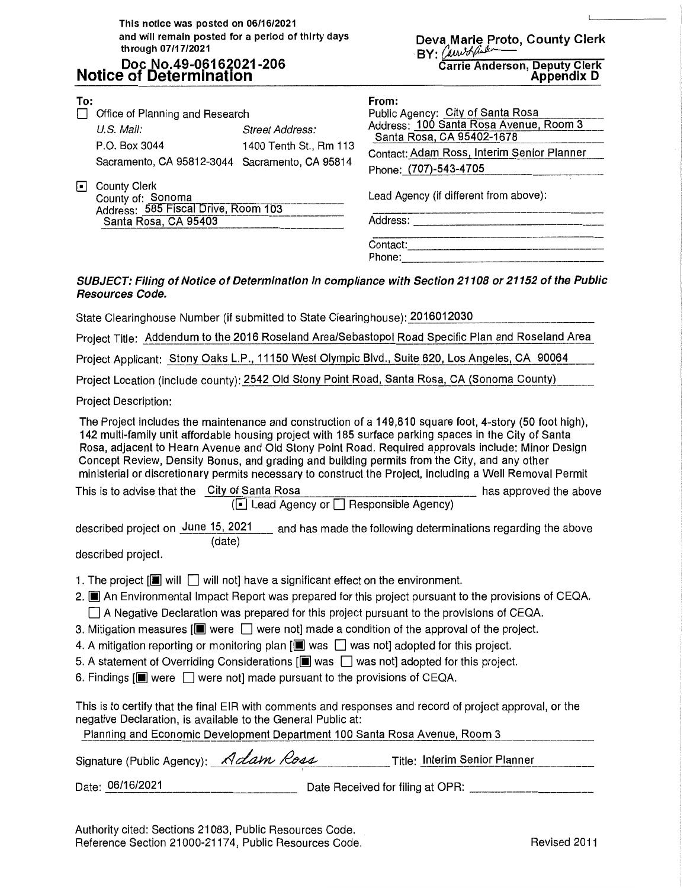This notice was posted on 06/16/2021
and will remain posted for a period of thirty days
through 07/17/2021

Doc No.49-06162021-206

Deva Marie Proto, County Clerk
BY: *Carrie Anderson*
Carrie Anderson, Deputy Clerk

# Notice of Determination

Appendix D

**To:**

☐ Office of Planning and Research

*U.S. Mail:* P.O. Box 3044, Sacramento, CA 95812-3044
*Street Address:* 1400 Tenth St., Rm 113, Sacramento, CA 95814

☒ County Clerk
County of: Sonoma
Address: 585 Fiscal Drive, Room 103
Santa Rosa, CA 95403

**From:**

Public Agency: City of Santa Rosa
Address: 100 Santa Rosa Avenue, Room 3
Santa Rosa, CA 95402-1678
Contact: Adam Ross, Interim Senior Planner
Phone: (707)-543-4705

Lead Agency (if different from above):

Address:

Contact:
Phone:

***SUBJECT: Filing of Notice of Determination in compliance with Section 21108 or 21152 of the Public Resources Code.***

State Clearinghouse Number (if submitted to State Clearinghouse): 2016012030

Project Title: Addendum to the 2016 Roseland Area/Sebastopol Road Specific Plan and Roseland Area

Project Applicant: Stony Oaks L.P., 11150 West Olympic Blvd., Suite 620, Los Angeles, CA 90064

Project Location (include county): 2542 Old Stony Point Road, Santa Rosa, CA (Sonoma County)

Project Description:

The Project includes the maintenance and construction of a 149,810 square foot, 4-story (50 foot high), 142 multi-family unit affordable housing project with 185 surface parking spaces in the City of Santa Rosa, adjacent to Hearn Avenue and Old Stony Point Road. Required approvals include: Minor Design Concept Review, Density Bonus, and grading and building permits from the City, and any other ministerial or discretionary permits necessary to construct the Project, including a Well Removal Permit

This is to advise that the City of Santa Rosa (☒ Lead Agency or ☐ Responsible Agency) has approved the above described project on June 15, 2021 (date) and has made the following determinations regarding the above described project.

1. The project [☒ will ☐ will not] have a significant effect on the environment.
2. ☒ An Environmental Impact Report was prepared for this project pursuant to the provisions of CEQA.
   ☐ A Negative Declaration was prepared for this project pursuant to the provisions of CEQA.
3. Mitigation measures [☒ were ☐ were not] made a condition of the approval of the project.
4. A mitigation reporting or monitoring plan [☒ was ☐ was not] adopted for this project.
5. A statement of Overriding Considerations [☒ was ☐ was not] adopted for this project.
6. Findings [☒ were ☐ were not] made pursuant to the provisions of CEQA.

This is to certify that the final EIR with comments and responses and record of project approval, or the negative Declaration, is available to the General Public at:

Planning and Economic Development Department 100 Santa Rosa Avenue, Room 3

Signature (Public Agency): *Adam Ross* Title: Interim Senior Planner

Date: 06/16/2021 Date Received for filing at OPR:

Authority cited: Sections 21083, Public Resources Code.
Reference Section 21000-21174, Public Resources Code.

Revised 2011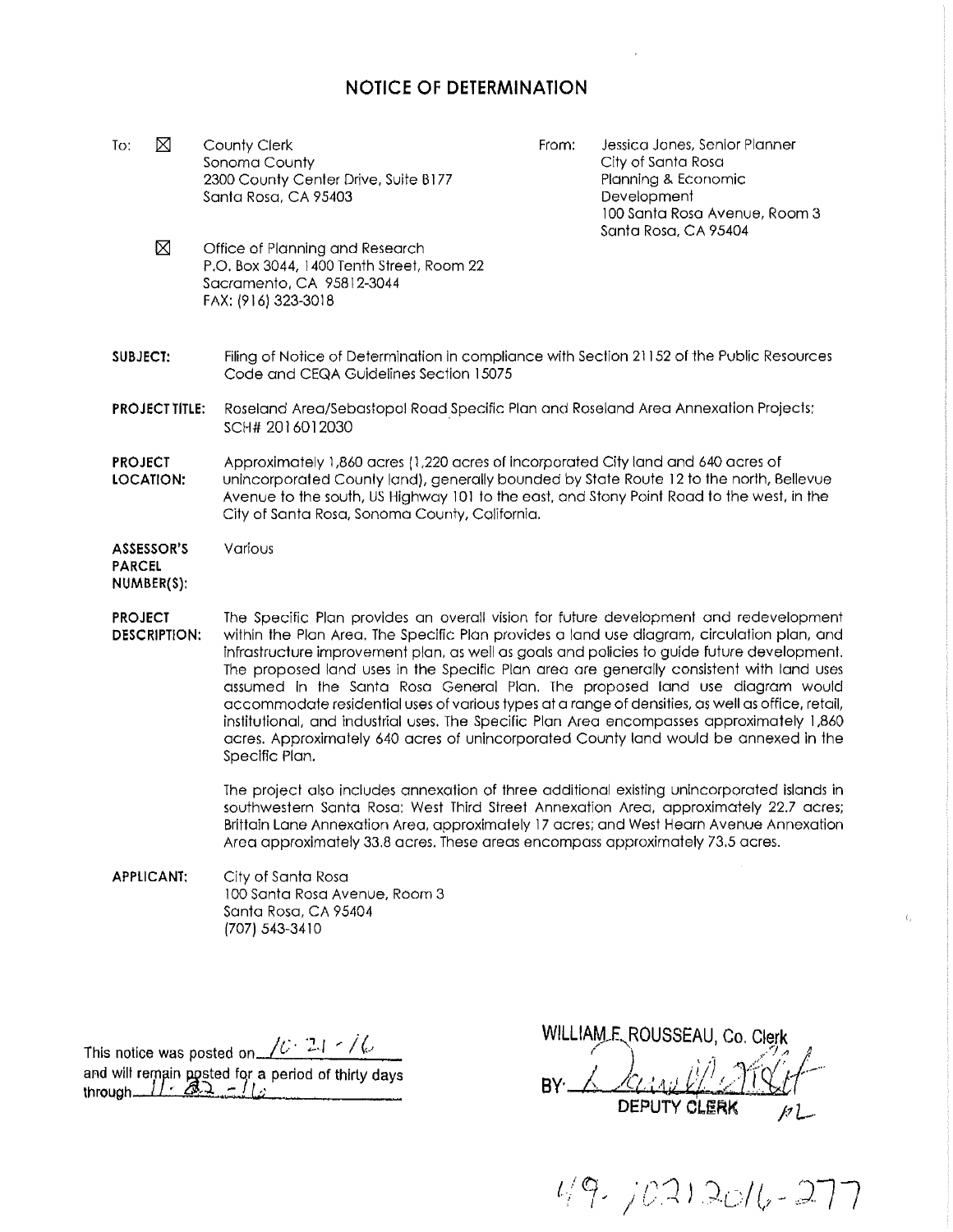# NOTICE OF DETERMINATION

To: ☒ County Clerk
Sonoma County
2300 County Center Drive, Suite B177
Santa Rosa, CA 95403

☒ Office of Planning and Research
P.O. Box 3044, 1400 Tenth Street, Room 22
Sacramento, CA 95812-3044
FAX: (916) 323-3018

From: Jessica Jones, Senior Planner
City of Santa Rosa
Planning & Economic Development
100 Santa Rosa Avenue, Room 3
Santa Rosa, CA 95404

**SUBJECT:** Filing of Notice of Determination in compliance with Section 21152 of the Public Resources Code and CEQA Guidelines Section 15075

**PROJECT TITLE:** Roseland Area/Sebastopol Road Specific Plan and Roseland Area Annexation Projects; SCH# 2016012030

**PROJECT LOCATION:** Approximately 1,860 acres (1,220 acres of incorporated City land and 640 acres of unincorporated County land), generally bounded by State Route 12 to the north, Bellevue Avenue to the south, US Highway 101 to the east, and Stony Point Road to the west, in the City of Santa Rosa, Sonoma County, California.

**ASSESSOR'S PARCEL NUMBER(S):** Various

**PROJECT DESCRIPTION:** The Specific Plan provides an overall vision for future development and redevelopment within the Plan Area. The Specific Plan provides a land use diagram, circulation plan, and infrastructure improvement plan, as well as goals and policies to guide future development. The proposed land uses in the Specific Plan area are generally consistent with land uses assumed in the Santa Rosa General Plan. The proposed land use diagram would accommodate residential uses of various types at a range of densities, as well as office, retail, institutional, and industrial uses. The Specific Plan Area encompasses approximately 1,860 acres. Approximately 640 acres of unincorporated County land would be annexed in the Specific Plan.

The project also includes annexation of three additional existing unincorporated islands in southwestern Santa Rosa: West Third Street Annexation Area, approximately 22.7 acres; Brittain Lane Annexation Area, approximately 17 acres; and West Hearn Avenue Annexation Area approximately 33.8 acres. These areas encompass approximately 73.5 acres.

**APPLICANT:** City of Santa Rosa
100 Santa Rosa Avenue, Room 3
Santa Rosa, CA 95404
(707) 543-3410

This notice was posted on 10-21-16
and will remain posted for a period of thirty days through 11-22-16

WILLIAM F. ROUSSEAU, Co. Clerk
BY: [signature]
DEPUTY CLERK

49-10212016-277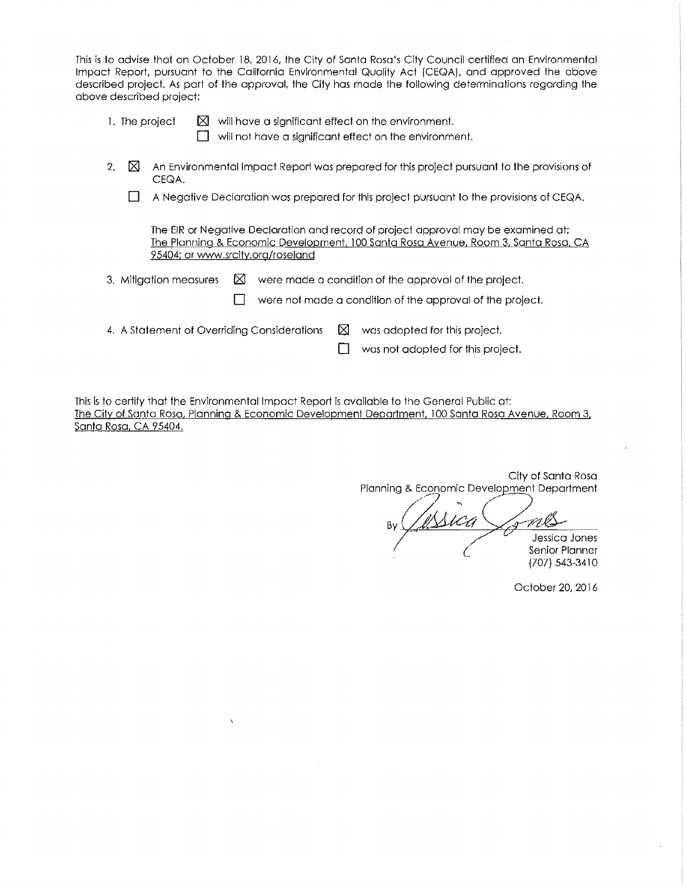This is to advise that on October 18, 2016, the City of Santa Rosa's City Council certified an Environmental Impact Report, pursuant to the California Environmental Quality Act (CEQA), and approved the above described project. As part of the approval, the City has made the following determinations regarding the above described project:

1. The project ☒ will have a significant effect on the environment.
   ☐ will not have a significant effect on the environment.

2. ☒ An Environmental Impact Report was prepared for this project pursuant to the provisions of CEQA.

   ☐ A Negative Declaration was prepared for this project pursuant to the provisions of CEQA.

   The EIR or Negative Declaration and record of project approval may be examined at:
   <u>The Planning & Economic Development, 100 Santa Rosa Avenue, Room 3, Santa Rosa, CA 95404; or www.srcity.org/roseland</u>

3. Mitigation measures ☒ were made a condition of the approval of the project.
   ☐ were not made a condition of the approval of the project.

4. A Statement of Overriding Considerations ☒ was adopted for this project.
   ☐ was not adopted for this project.

This is to certify that the Environmental Impact Report is available to the General Public at:
<u>The City of Santa Rosa, Planning & Economic Development Department, 100 Santa Rosa Avenue, Room 3, Santa Rosa, CA 95404.</u>

City of Santa Rosa
Planning & Economic Development Department

By Jessica Jones
Jessica Jones
Senior Planner
(707) 543-3410

October 20, 2016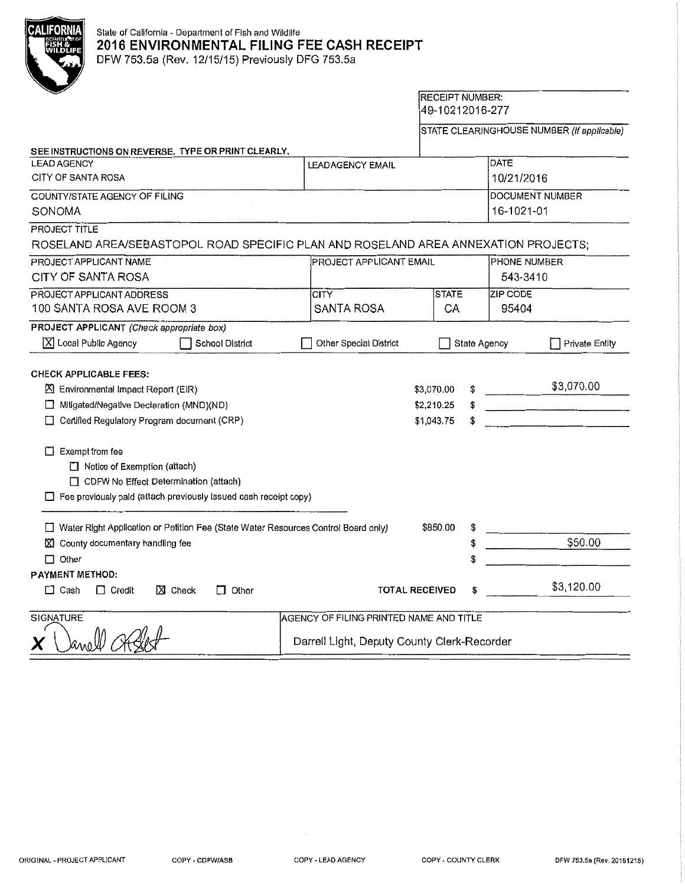State of California - Department of Fish and Wildlife

# 2016 ENVIRONMENTAL FILING FEE CASH RECEIPT

DFW 753.5a (Rev. 12/15/15) Previously DFG 753.5a

RECEIPT NUMBER: 49-10212016-277

STATE CLEARINGHOUSE NUMBER *(If applicable)*

SEE INSTRUCTIONS ON REVERSE. TYPE OR PRINT CLEARLY.

| LEAD AGENCY | LEAD AGENCY EMAIL | DATE |
|---|---|---|
| CITY OF SANTA ROSA | | 10/21/2016 |

| COUNTY/STATE AGENCY OF FILING | DOCUMENT NUMBER |
|---|---|
| SONOMA | 16-1021-01 |

PROJECT TITLE

ROSELAND AREA/SEBASTOPOL ROAD SPECIFIC PLAN AND ROSELAND AREA ANNEXATION PROJECTS;

| PROJECT APPLICANT NAME | PROJECT APPLICANT EMAIL | PHONE NUMBER |
|---|---|---|
| CITY OF SANTA ROSA | | 543-3410 |

| PROJECT APPLICANT ADDRESS | CITY | STATE | ZIP CODE |
|---|---|---|---|
| 100 SANTA ROSA AVE ROOM 3 | SANTA ROSA | CA | 95404 |

**PROJECT APPLICANT** *(Check appropriate box)*

- [X] Local Public Agency
- [ ] School District
- [ ] Other Special District
- [ ] State Agency
- [ ] Private Entity

**CHECK APPLICABLE FEES:**

| | | |
|---|---|---|
| [X] Environmental Impact Report (EIR) | $3,070.00 | $ $3,070.00 |
| [ ] Mitigated/Negative Declaration (MND)(ND) | $2,210.25 | $ |
| [ ] Certified Regulatory Program document (CRP) | $1,043.75 | $ |

- [ ] Exempt from fee
  - [ ] Notice of Exemption (attach)
  - [ ] CDFW No Effect Determination (attach)
- [ ] Fee previously paid (attach previously issued cash receipt copy)

| | | |
|---|---|---|
| [ ] Water Right Application or Petition Fee (State Water Resources Control Board only) | $850.00 | $ |
| [X] County documentary handling fee | | $ $50.00 |
| [ ] Other | | $ |

**PAYMENT METHOD:**

- [ ] Cash
- [ ] Credit
- [X] Check
- [ ] Other

TOTAL RECEIVED $ $3,120.00

| SIGNATURE | AGENCY OF FILING PRINTED NAME AND TITLE |
|---|---|
| X (signature) | Darrell Light, Deputy County Clerk-Recorder |

ORIGINAL - PROJECT APPLICANT | COPY - CDFW/ASB | COPY - LEAD AGENCY | COPY - COUNTY CLERK | DFW 753.5a (Rev. 20151215)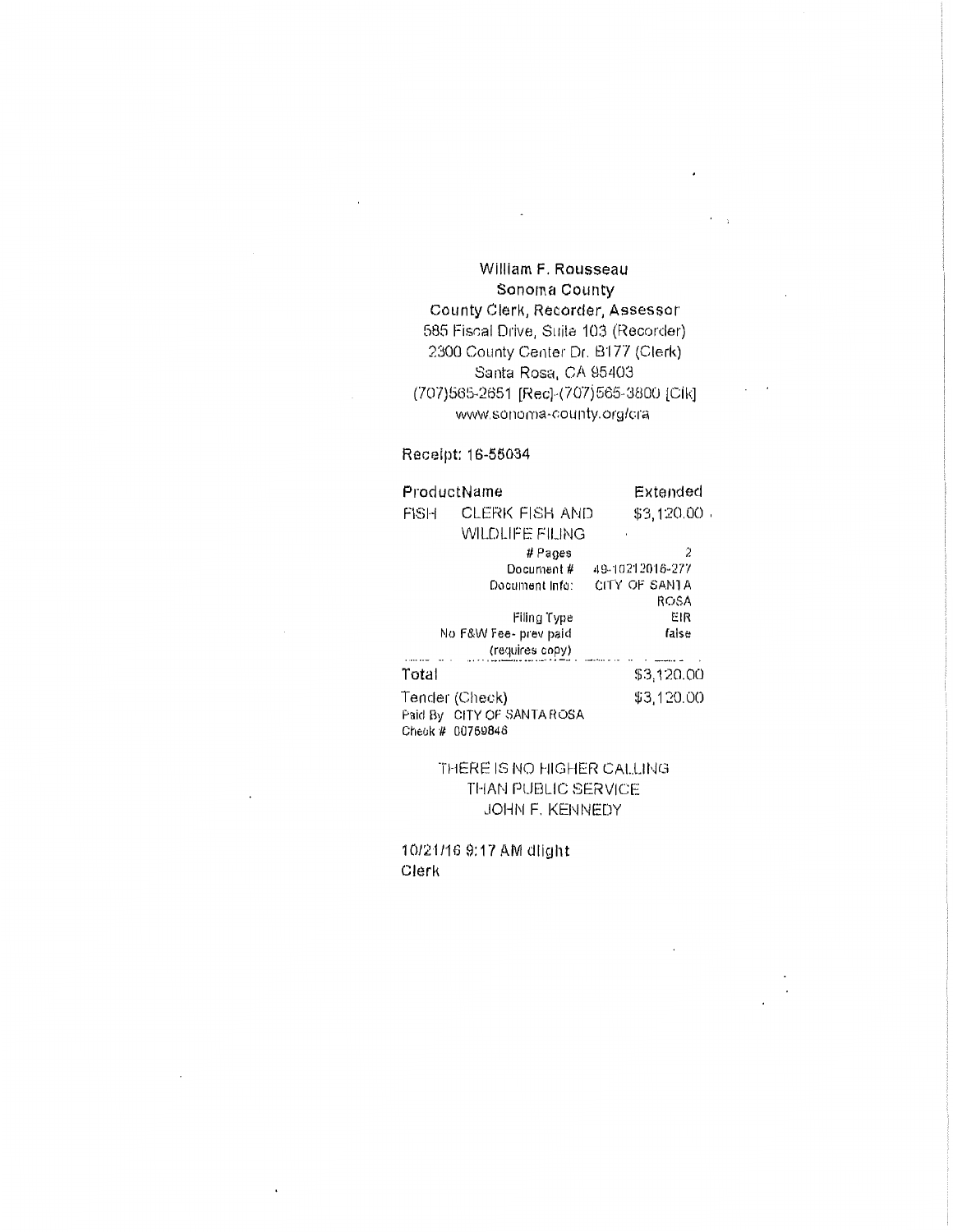William F. Rousseau
Sonoma County
County Clerk, Recorder, Assessor
585 Fiscal Drive, Suite 103 (Recorder)
2300 County Center Dr. B177 (Clerk)
Santa Rosa, CA 95403
(707)565-2651 [Rec]-(707)565-3800 [Clk]
www.sonoma-county.org/cra

Receipt: 16-55034

| ProductName | | Extended |
|---|---|---|
| FISH | CLERK FISH AND WILDLIFE FILING | $3,120.00 |
| | # Pages | 2 |
| | Document # | 49-10212016-277 |
| | Document Info: | CITY OF SANTA ROSA |
| | Filing Type | EIR |
| | No F&W Fee- prev paid (requires copy) | false |
| Total | | $3,120.00 |
| Tender (Check) | | $3,120.00 |

Paid By CITY OF SANTA ROSA
Check # 00769846

THERE IS NO HIGHER CALLING
THAN PUBLIC SERVICE
JOHN F. KENNEDY

10/21/16 9:17 AM dlight
Clerk